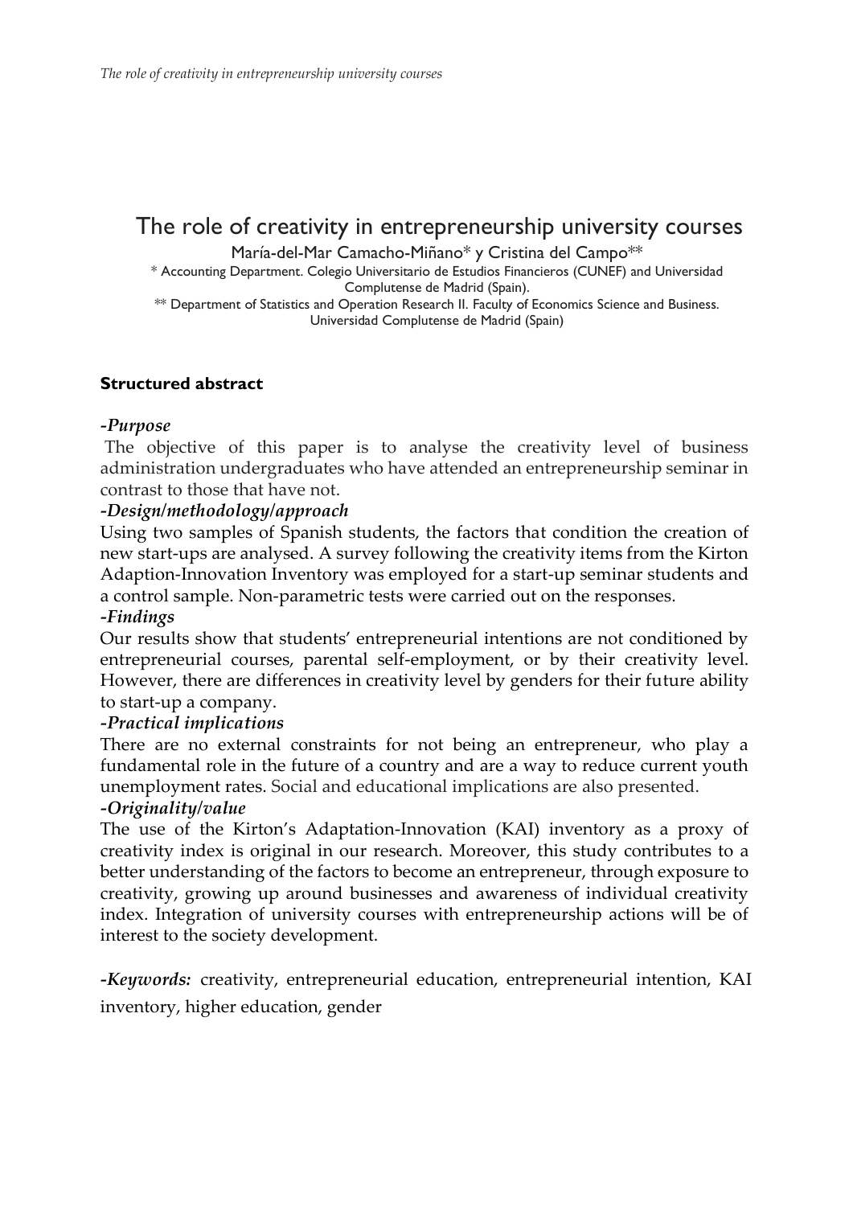# The role of creativity in entrepreneurship university courses

María-del-Mar Camacho-Miñano* y Cristina del Campo**

\* Accounting Department. Colegio Universitario de Estudios Financieros (CUNEF) and Universidad Complutense de Madrid (Spain).

\*\* Department of Statistics and Operation Research II. Faculty of Economics Science and Business. Universidad Complutense de Madrid (Spain)

## Structured abstract

***-Purpose***

The objective of this paper is to analyse the creativity level of business administration undergraduates who have attended an entrepreneurship seminar in contrast to those that have not.

***-Design/methodology/approach***

Using two samples of Spanish students, the factors that condition the creation of new start-ups are analysed. A survey following the creativity items from the Kirton Adaption-Innovation Inventory was employed for a start-up seminar students and a control sample. Non-parametric tests were carried out on the responses.

***-Findings***

Our results show that students' entrepreneurial intentions are not conditioned by entrepreneurial courses, parental self-employment, or by their creativity level. However, there are differences in creativity level by genders for their future ability to start-up a company.

***-Practical implications***

There are no external constraints for not being an entrepreneur, who play a fundamental role in the future of a country and are a way to reduce current youth unemployment rates. Social and educational implications are also presented.

***-Originality/value***

The use of the Kirton's Adaptation-Innovation (KAI) inventory as a proxy of creativity index is original in our research. Moreover, this study contributes to a better understanding of the factors to become an entrepreneur, through exposure to creativity, growing up around businesses and awareness of individual creativity index. Integration of university courses with entrepreneurship actions will be of interest to the society development.

***-Keywords:*** creativity, entrepreneurial education, entrepreneurial intention, KAI inventory, higher education, gender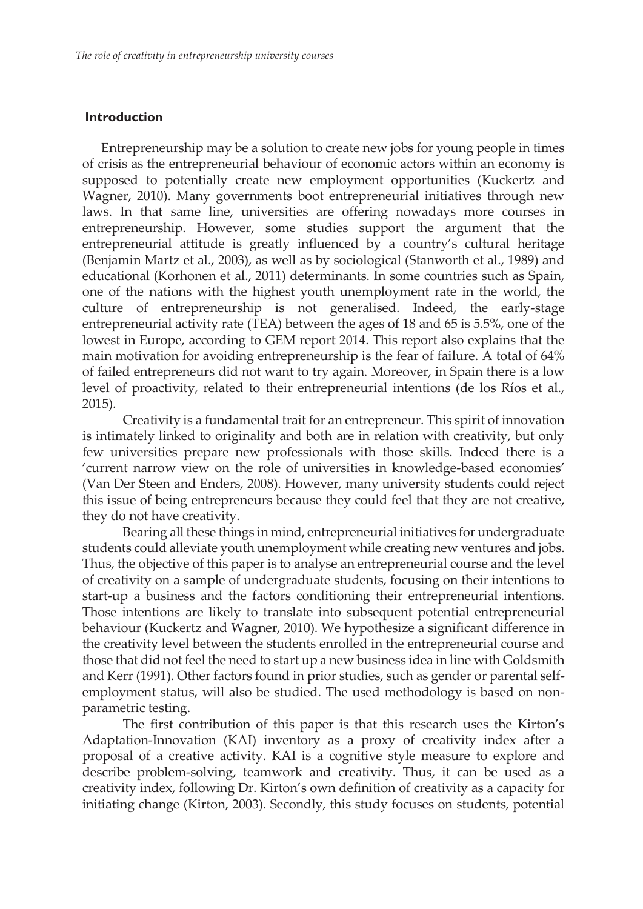## Introduction

Entrepreneurship may be a solution to create new jobs for young people in times of crisis as the entrepreneurial behaviour of economic actors within an economy is supposed to potentially create new employment opportunities (Kuckertz and Wagner, 2010). Many governments boot entrepreneurial initiatives through new laws. In that same line, universities are offering nowadays more courses in entrepreneurship. However, some studies support the argument that the entrepreneurial attitude is greatly influenced by a country's cultural heritage (Benjamin Martz et al., 2003), as well as by sociological (Stanworth et al., 1989) and educational (Korhonen et al., 2011) determinants. In some countries such as Spain, one of the nations with the highest youth unemployment rate in the world, the culture of entrepreneurship is not generalised. Indeed, the early-stage entrepreneurial activity rate (TEA) between the ages of 18 and 65 is 5.5%, one of the lowest in Europe, according to GEM report 2014. This report also explains that the main motivation for avoiding entrepreneurship is the fear of failure. A total of 64% of failed entrepreneurs did not want to try again. Moreover, in Spain there is a low level of proactivity, related to their entrepreneurial intentions (de los Ríos et al., 2015).

Creativity is a fundamental trait for an entrepreneur. This spirit of innovation is intimately linked to originality and both are in relation with creativity, but only few universities prepare new professionals with those skills. Indeed there is a 'current narrow view on the role of universities in knowledge-based economies' (Van Der Steen and Enders, 2008). However, many university students could reject this issue of being entrepreneurs because they could feel that they are not creative, they do not have creativity.

Bearing all these things in mind, entrepreneurial initiatives for undergraduate students could alleviate youth unemployment while creating new ventures and jobs. Thus, the objective of this paper is to analyse an entrepreneurial course and the level of creativity on a sample of undergraduate students, focusing on their intentions to start-up a business and the factors conditioning their entrepreneurial intentions. Those intentions are likely to translate into subsequent potential entrepreneurial behaviour (Kuckertz and Wagner, 2010). We hypothesize a significant difference in the creativity level between the students enrolled in the entrepreneurial course and those that did not feel the need to start up a new business idea in line with Goldsmith and Kerr (1991). Other factors found in prior studies, such as gender or parental self-employment status, will also be studied. The used methodology is based on non-parametric testing.

The first contribution of this paper is that this research uses the Kirton's Adaptation-Innovation (KAI) inventory as a proxy of creativity index after a proposal of a creative activity. KAI is a cognitive style measure to explore and describe problem-solving, teamwork and creativity. Thus, it can be used as a creativity index, following Dr. Kirton's own definition of creativity as a capacity for initiating change (Kirton, 2003). Secondly, this study focuses on students, potential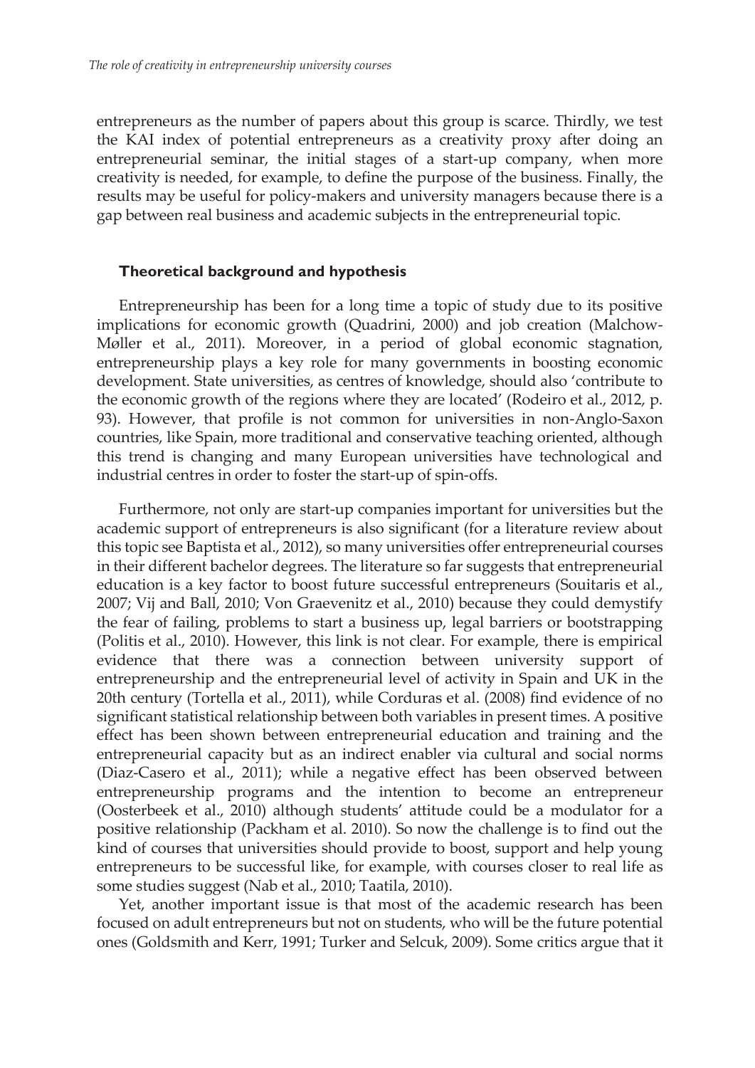entrepreneurs as the number of papers about this group is scarce. Thirdly, we test the KAI index of potential entrepreneurs as a creativity proxy after doing an entrepreneurial seminar, the initial stages of a start-up company, when more creativity is needed, for example, to define the purpose of the business. Finally, the results may be useful for policy-makers and university managers because there is a gap between real business and academic subjects in the entrepreneurial topic.

### Theoretical background and hypothesis

Entrepreneurship has been for a long time a topic of study due to its positive implications for economic growth (Quadrini, 2000) and job creation (Malchow-Møller et al., 2011). Moreover, in a period of global economic stagnation, entrepreneurship plays a key role for many governments in boosting economic development. State universities, as centres of knowledge, should also 'contribute to the economic growth of the regions where they are located' (Rodeiro et al., 2012, p. 93). However, that profile is not common for universities in non-Anglo-Saxon countries, like Spain, more traditional and conservative teaching oriented, although this trend is changing and many European universities have technological and industrial centres in order to foster the start-up of spin-offs.

Furthermore, not only are start-up companies important for universities but the academic support of entrepreneurs is also significant (for a literature review about this topic see Baptista et al., 2012), so many universities offer entrepreneurial courses in their different bachelor degrees. The literature so far suggests that entrepreneurial education is a key factor to boost future successful entrepreneurs (Souitaris et al., 2007; Vij and Ball, 2010; Von Graevenitz et al., 2010) because they could demystify the fear of failing, problems to start a business up, legal barriers or bootstrapping (Politis et al., 2010). However, this link is not clear. For example, there is empirical evidence that there was a connection between university support of entrepreneurship and the entrepreneurial level of activity in Spain and UK in the 20th century (Tortella et al., 2011), while Corduras et al. (2008) find evidence of no significant statistical relationship between both variables in present times. A positive effect has been shown between entrepreneurial education and training and the entrepreneurial capacity but as an indirect enabler via cultural and social norms (Diaz-Casero et al., 2011); while a negative effect has been observed between entrepreneurship programs and the intention to become an entrepreneur (Oosterbeek et al., 2010) although students' attitude could be a modulator for a positive relationship (Packham et al. 2010). So now the challenge is to find out the kind of courses that universities should provide to boost, support and help young entrepreneurs to be successful like, for example, with courses closer to real life as some studies suggest (Nab et al., 2010; Taatila, 2010).

Yet, another important issue is that most of the academic research has been focused on adult entrepreneurs but not on students, who will be the future potential ones (Goldsmith and Kerr, 1991; Turker and Selcuk, 2009). Some critics argue that it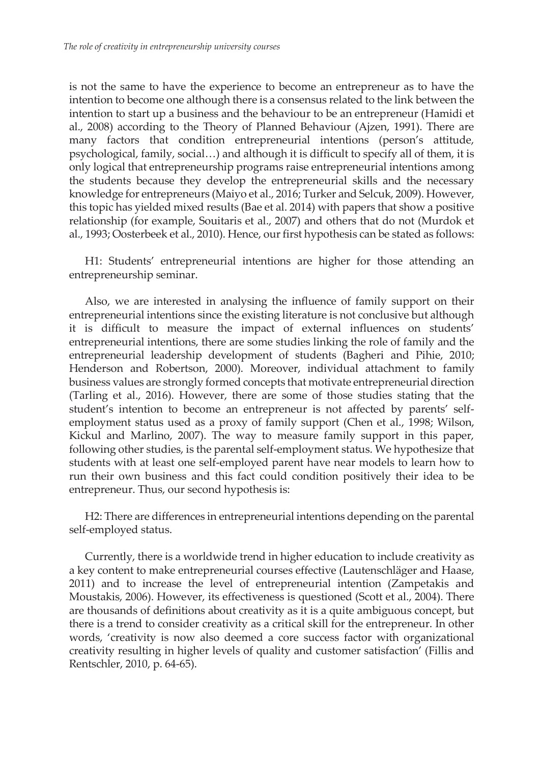is not the same to have the experience to become an entrepreneur as to have the intention to become one although there is a consensus related to the link between the intention to start up a business and the behaviour to be an entrepreneur (Hamidi et al., 2008) according to the Theory of Planned Behaviour (Ajzen, 1991). There are many factors that condition entrepreneurial intentions (person's attitude, psychological, family, social…) and although it is difficult to specify all of them, it is only logical that entrepreneurship programs raise entrepreneurial intentions among the students because they develop the entrepreneurial skills and the necessary knowledge for entrepreneurs (Maiyo et al., 2016; Turker and Selcuk, 2009). However, this topic has yielded mixed results (Bae et al. 2014) with papers that show a positive relationship (for example, Souitaris et al., 2007) and others that do not (Murdok et al., 1993; Oosterbeek et al., 2010). Hence, our first hypothesis can be stated as follows:

H1: Students' entrepreneurial intentions are higher for those attending an entrepreneurship seminar.

Also, we are interested in analysing the influence of family support on their entrepreneurial intentions since the existing literature is not conclusive but although it is difficult to measure the impact of external influences on students' entrepreneurial intentions, there are some studies linking the role of family and the entrepreneurial leadership development of students (Bagheri and Pihie, 2010; Henderson and Robertson, 2000). Moreover, individual attachment to family business values are strongly formed concepts that motivate entrepreneurial direction (Tarling et al., 2016). However, there are some of those studies stating that the student's intention to become an entrepreneur is not affected by parents' self-employment status used as a proxy of family support (Chen et al., 1998; Wilson, Kickul and Marlino, 2007). The way to measure family support in this paper, following other studies, is the parental self-employment status. We hypothesize that students with at least one self-employed parent have near models to learn how to run their own business and this fact could condition positively their idea to be entrepreneur. Thus, our second hypothesis is:

H2: There are differences in entrepreneurial intentions depending on the parental self-employed status.

Currently, there is a worldwide trend in higher education to include creativity as a key content to make entrepreneurial courses effective (Lautenschläger and Haase, 2011) and to increase the level of entrepreneurial intention (Zampetakis and Moustakis, 2006). However, its effectiveness is questioned (Scott et al., 2004). There are thousands of definitions about creativity as it is a quite ambiguous concept, but there is a trend to consider creativity as a critical skill for the entrepreneur. In other words, 'creativity is now also deemed a core success factor with organizational creativity resulting in higher levels of quality and customer satisfaction' (Fillis and Rentschler, 2010, p. 64-65).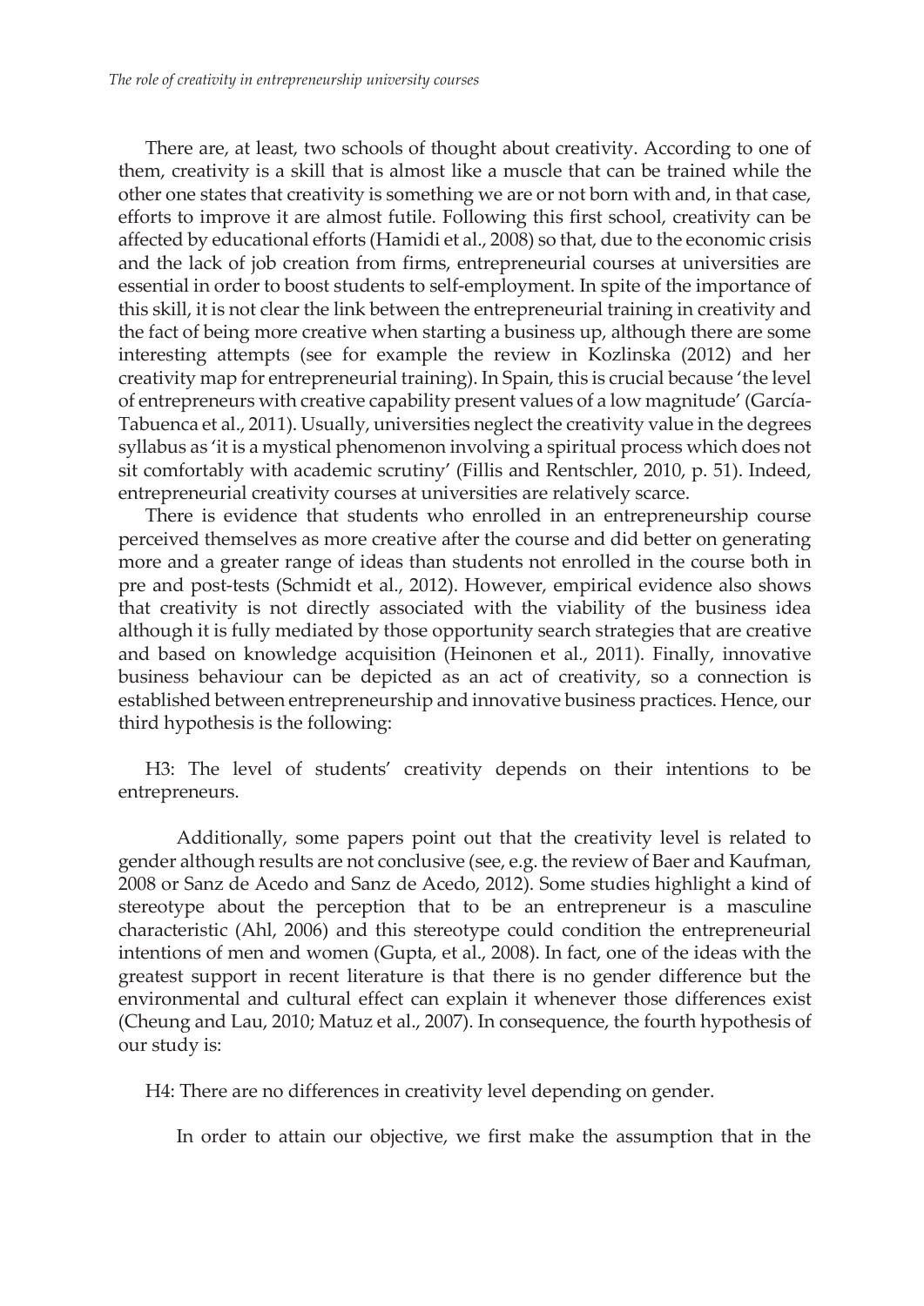There are, at least, two schools of thought about creativity. According to one of them, creativity is a skill that is almost like a muscle that can be trained while the other one states that creativity is something we are or not born with and, in that case, efforts to improve it are almost futile. Following this first school, creativity can be affected by educational efforts (Hamidi et al., 2008) so that, due to the economic crisis and the lack of job creation from firms, entrepreneurial courses at universities are essential in order to boost students to self-employment. In spite of the importance of this skill, it is not clear the link between the entrepreneurial training in creativity and the fact of being more creative when starting a business up, although there are some interesting attempts (see for example the review in Kozlinska (2012) and her creativity map for entrepreneurial training). In Spain, this is crucial because 'the level of entrepreneurs with creative capability present values of a low magnitude' (García-Tabuenca et al., 2011). Usually, universities neglect the creativity value in the degrees syllabus as 'it is a mystical phenomenon involving a spiritual process which does not sit comfortably with academic scrutiny' (Fillis and Rentschler, 2010, p. 51). Indeed, entrepreneurial creativity courses at universities are relatively scarce.

There is evidence that students who enrolled in an entrepreneurship course perceived themselves as more creative after the course and did better on generating more and a greater range of ideas than students not enrolled in the course both in pre and post-tests (Schmidt et al., 2012). However, empirical evidence also shows that creativity is not directly associated with the viability of the business idea although it is fully mediated by those opportunity search strategies that are creative and based on knowledge acquisition (Heinonen et al., 2011). Finally, innovative business behaviour can be depicted as an act of creativity, so a connection is established between entrepreneurship and innovative business practices. Hence, our third hypothesis is the following:

H3: The level of students' creativity depends on their intentions to be entrepreneurs.

Additionally, some papers point out that the creativity level is related to gender although results are not conclusive (see, e.g. the review of Baer and Kaufman, 2008 or Sanz de Acedo and Sanz de Acedo, 2012). Some studies highlight a kind of stereotype about the perception that to be an entrepreneur is a masculine characteristic (Ahl, 2006) and this stereotype could condition the entrepreneurial intentions of men and women (Gupta, et al., 2008). In fact, one of the ideas with the greatest support in recent literature is that there is no gender difference but the environmental and cultural effect can explain it whenever those differences exist (Cheung and Lau, 2010; Matuz et al., 2007). In consequence, the fourth hypothesis of our study is:

H4: There are no differences in creativity level depending on gender.

In order to attain our objective, we first make the assumption that in the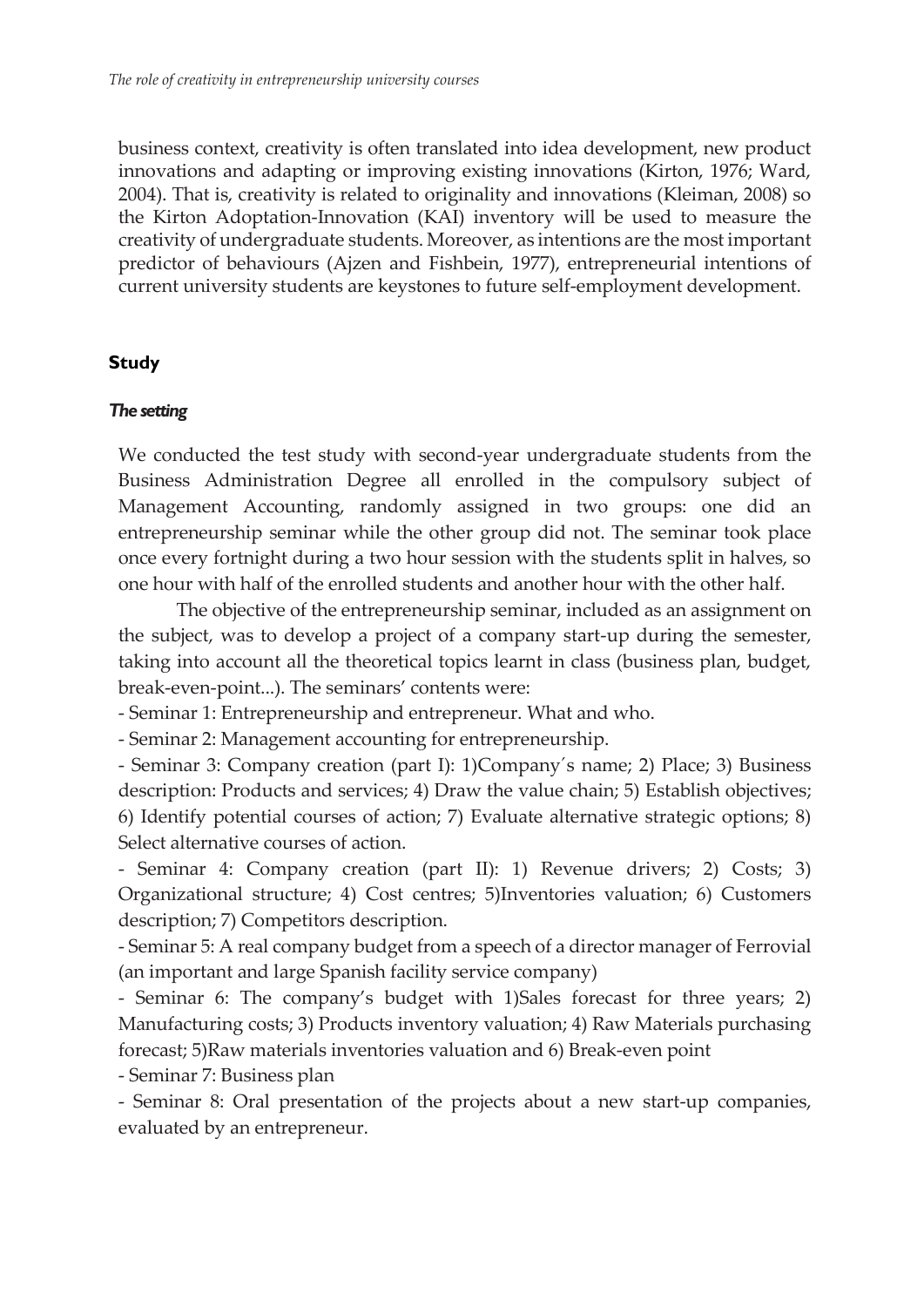business context, creativity is often translated into idea development, new product innovations and adapting or improving existing innovations (Kirton, 1976; Ward, 2004). That is, creativity is related to originality and innovations (Kleiman, 2008) so the Kirton Adoptation-Innovation (KAI) inventory will be used to measure the creativity of undergraduate students. Moreover, as intentions are the most important predictor of behaviours (Ajzen and Fishbein, 1977), entrepreneurial intentions of current university students are keystones to future self-employment development.

## Study

### *The setting*

We conducted the test study with second-year undergraduate students from the Business Administration Degree all enrolled in the compulsory subject of Management Accounting, randomly assigned in two groups: one did an entrepreneurship seminar while the other group did not. The seminar took place once every fortnight during a two hour session with the students split in halves, so one hour with half of the enrolled students and another hour with the other half.

The objective of the entrepreneurship seminar, included as an assignment on the subject, was to develop a project of a company start-up during the semester, taking into account all the theoretical topics learnt in class (business plan, budget, break-even-point...). The seminars' contents were:

- Seminar 1: Entrepreneurship and entrepreneur. What and who.
- Seminar 2: Management accounting for entrepreneurship.
- Seminar 3: Company creation (part I): 1)Company´s name; 2) Place; 3) Business description: Products and services; 4) Draw the value chain; 5) Establish objectives; 6) Identify potential courses of action; 7) Evaluate alternative strategic options; 8) Select alternative courses of action.
- Seminar 4: Company creation (part II): 1) Revenue drivers; 2) Costs; 3) Organizational structure; 4) Cost centres; 5)Inventories valuation; 6) Customers description; 7) Competitors description.
- Seminar 5: A real company budget from a speech of a director manager of Ferrovial (an important and large Spanish facility service company)
- Seminar 6: The company's budget with 1)Sales forecast for three years; 2) Manufacturing costs; 3) Products inventory valuation; 4) Raw Materials purchasing forecast; 5)Raw materials inventories valuation and 6) Break-even point
- Seminar 7: Business plan
- Seminar 8: Oral presentation of the projects about a new start-up companies, evaluated by an entrepreneur.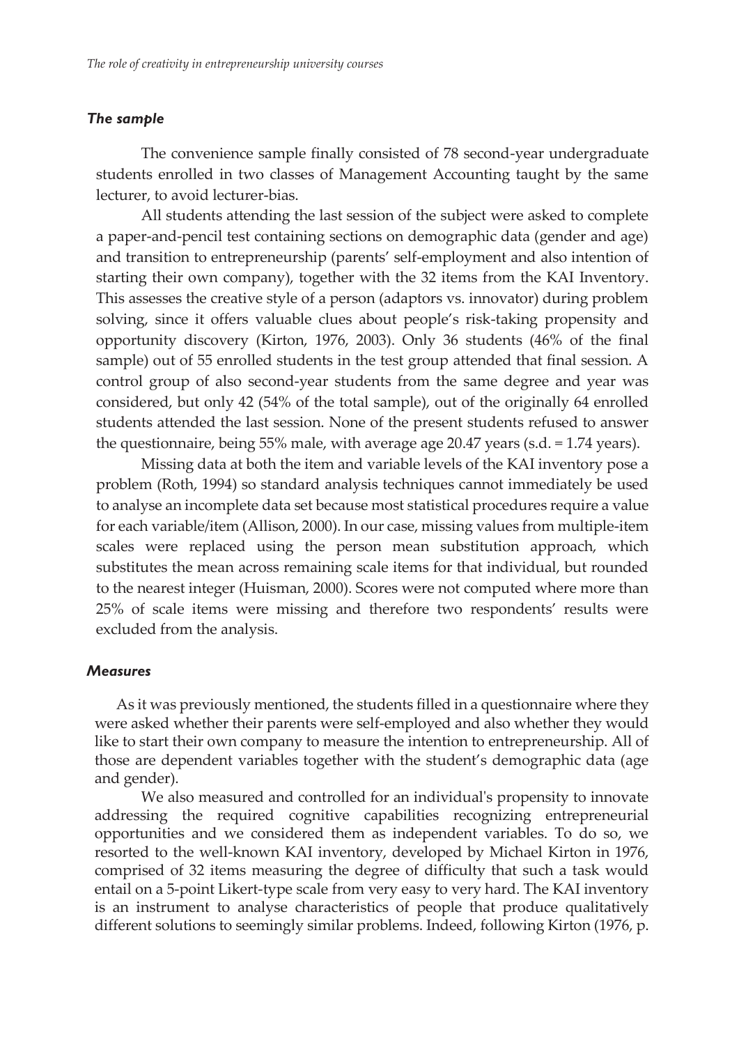### *The sample*

The convenience sample finally consisted of 78 second-year undergraduate students enrolled in two classes of Management Accounting taught by the same lecturer, to avoid lecturer-bias.

All students attending the last session of the subject were asked to complete a paper-and-pencil test containing sections on demographic data (gender and age) and transition to entrepreneurship (parents' self-employment and also intention of starting their own company), together with the 32 items from the KAI Inventory. This assesses the creative style of a person (adaptors vs. innovator) during problem solving, since it offers valuable clues about people's risk-taking propensity and opportunity discovery (Kirton, 1976, 2003). Only 36 students (46% of the final sample) out of 55 enrolled students in the test group attended that final session. A control group of also second-year students from the same degree and year was considered, but only 42 (54% of the total sample), out of the originally 64 enrolled students attended the last session. None of the present students refused to answer the questionnaire, being 55% male, with average age 20.47 years (s.d. = 1.74 years).

Missing data at both the item and variable levels of the KAI inventory pose a problem (Roth, 1994) so standard analysis techniques cannot immediately be used to analyse an incomplete data set because most statistical procedures require a value for each variable/item (Allison, 2000). In our case, missing values from multiple-item scales were replaced using the person mean substitution approach, which substitutes the mean across remaining scale items for that individual, but rounded to the nearest integer (Huisman, 2000). Scores were not computed where more than 25% of scale items were missing and therefore two respondents' results were excluded from the analysis.

### *Measures*

As it was previously mentioned, the students filled in a questionnaire where they were asked whether their parents were self-employed and also whether they would like to start their own company to measure the intention to entrepreneurship. All of those are dependent variables together with the student's demographic data (age and gender).

We also measured and controlled for an individual's propensity to innovate addressing the required cognitive capabilities recognizing entrepreneurial opportunities and we considered them as independent variables. To do so, we resorted to the well-known KAI inventory, developed by Michael Kirton in 1976, comprised of 32 items measuring the degree of difficulty that such a task would entail on a 5-point Likert-type scale from very easy to very hard. The KAI inventory is an instrument to analyse characteristics of people that produce qualitatively different solutions to seemingly similar problems. Indeed, following Kirton (1976, p.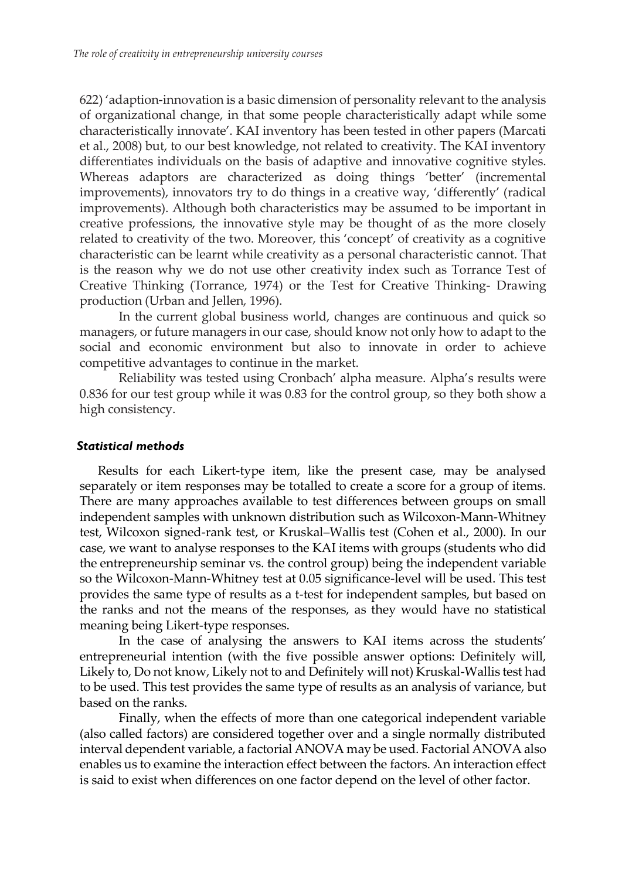622) 'adaption-innovation is a basic dimension of personality relevant to the analysis of organizational change, in that some people characteristically adapt while some characteristically innovate'. KAI inventory has been tested in other papers (Marcati et al., 2008) but, to our best knowledge, not related to creativity. The KAI inventory differentiates individuals on the basis of adaptive and innovative cognitive styles. Whereas adaptors are characterized as doing things 'better' (incremental improvements), innovators try to do things in a creative way, 'differently' (radical improvements). Although both characteristics may be assumed to be important in creative professions, the innovative style may be thought of as the more closely related to creativity of the two. Moreover, this 'concept' of creativity as a cognitive characteristic can be learnt while creativity as a personal characteristic cannot. That is the reason why we do not use other creativity index such as Torrance Test of Creative Thinking (Torrance, 1974) or the Test for Creative Thinking- Drawing production (Urban and Jellen, 1996).

In the current global business world, changes are continuous and quick so managers, or future managers in our case, should know not only how to adapt to the social and economic environment but also to innovate in order to achieve competitive advantages to continue in the market.

Reliability was tested using Cronbach' alpha measure. Alpha's results were 0.836 for our test group while it was 0.83 for the control group, so they both show a high consistency.

### *Statistical methods*

Results for each Likert-type item, like the present case, may be analysed separately or item responses may be totalled to create a score for a group of items. There are many approaches available to test differences between groups on small independent samples with unknown distribution such as Wilcoxon-Mann-Whitney test, Wilcoxon signed-rank test, or Kruskal–Wallis test (Cohen et al., 2000). In our case, we want to analyse responses to the KAI items with groups (students who did the entrepreneurship seminar vs. the control group) being the independent variable so the Wilcoxon-Mann-Whitney test at 0.05 significance-level will be used. This test provides the same type of results as a t-test for independent samples, but based on the ranks and not the means of the responses, as they would have no statistical meaning being Likert-type responses.

In the case of analysing the answers to KAI items across the students' entrepreneurial intention (with the five possible answer options: Definitely will, Likely to, Do not know, Likely not to and Definitely will not) Kruskal-Wallis test had to be used. This test provides the same type of results as an analysis of variance, but based on the ranks.

Finally, when the effects of more than one categorical independent variable (also called factors) are considered together over and a single normally distributed interval dependent variable, a factorial ANOVA may be used. Factorial ANOVA also enables us to examine the interaction effect between the factors. An interaction effect is said to exist when differences on one factor depend on the level of other factor.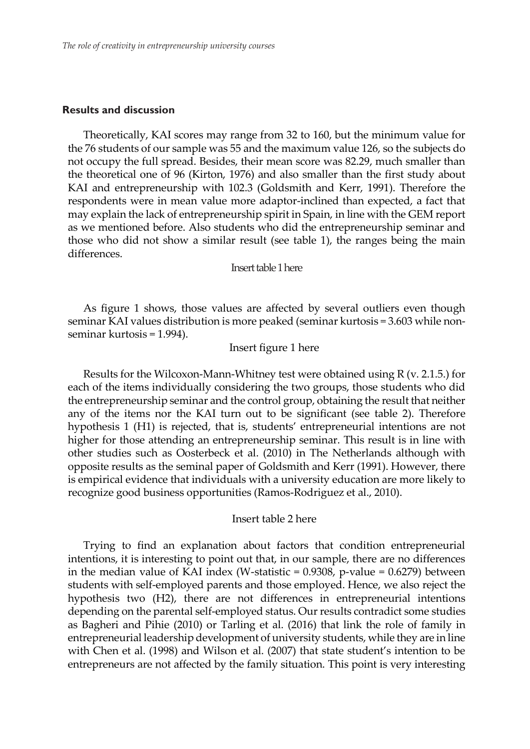### Results and discussion

Theoretically, KAI scores may range from 32 to 160, but the minimum value for the 76 students of our sample was 55 and the maximum value 126, so the subjects do not occupy the full spread. Besides, their mean score was 82.29, much smaller than the theoretical one of 96 (Kirton, 1976) and also smaller than the first study about KAI and entrepreneurship with 102.3 (Goldsmith and Kerr, 1991). Therefore the respondents were in mean value more adaptor-inclined than expected, a fact that may explain the lack of entrepreneurship spirit in Spain, in line with the GEM report as we mentioned before. Also students who did the entrepreneurship seminar and those who did not show a similar result (see table 1), the ranges being the main differences.

Insert table 1 here

As figure 1 shows, those values are affected by several outliers even though seminar KAI values distribution is more peaked (seminar kurtosis = 3.603 while non-seminar kurtosis = 1.994).

Insert figure 1 here

Results for the Wilcoxon-Mann-Whitney test were obtained using R (v. 2.1.5.) for each of the items individually considering the two groups, those students who did the entrepreneurship seminar and the control group, obtaining the result that neither any of the items nor the KAI turn out to be significant (see table 2). Therefore hypothesis 1 (H1) is rejected, that is, students' entrepreneurial intentions are not higher for those attending an entrepreneurship seminar. This result is in line with other studies such as Oosterbeck et al. (2010) in The Netherlands although with opposite results as the seminal paper of Goldsmith and Kerr (1991). However, there is empirical evidence that individuals with a university education are more likely to recognize good business opportunities (Ramos-Rodriguez et al., 2010).

Insert table 2 here

Trying to find an explanation about factors that condition entrepreneurial intentions, it is interesting to point out that, in our sample, there are no differences in the median value of KAI index (W-statistic = 0.9308, p-value = 0.6279) between students with self-employed parents and those employed. Hence, we also reject the hypothesis two (H2), there are not differences in entrepreneurial intentions depending on the parental self-employed status. Our results contradict some studies as Bagheri and Pihie (2010) or Tarling et al. (2016) that link the role of family in entrepreneurial leadership development of university students, while they are in line with Chen et al. (1998) and Wilson et al. (2007) that state student's intention to be entrepreneurs are not affected by the family situation. This point is very interesting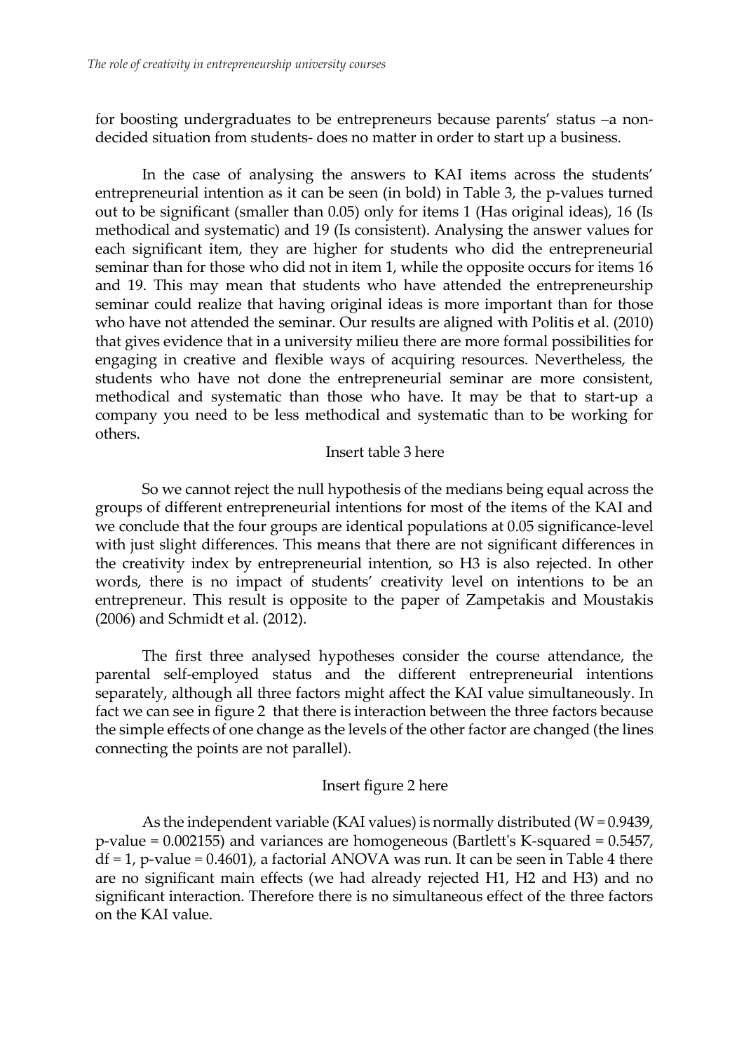for boosting undergraduates to be entrepreneurs because parents' status –a non-decided situation from students- does no matter in order to start up a business.

In the case of analysing the answers to KAI items across the students' entrepreneurial intention as it can be seen (in bold) in Table 3, the p-values turned out to be significant (smaller than 0.05) only for items 1 (Has original ideas), 16 (Is methodical and systematic) and 19 (Is consistent). Analysing the answer values for each significant item, they are higher for students who did the entrepreneurial seminar than for those who did not in item 1, while the opposite occurs for items 16 and 19. This may mean that students who have attended the entrepreneurship seminar could realize that having original ideas is more important than for those who have not attended the seminar. Our results are aligned with Politis et al. (2010) that gives evidence that in a university milieu there are more formal possibilities for engaging in creative and flexible ways of acquiring resources. Nevertheless, the students who have not done the entrepreneurial seminar are more consistent, methodical and systematic than those who have. It may be that to start-up a company you need to be less methodical and systematic than to be working for others.

Insert table 3 here

So we cannot reject the null hypothesis of the medians being equal across the groups of different entrepreneurial intentions for most of the items of the KAI and we conclude that the four groups are identical populations at 0.05 significance-level with just slight differences. This means that there are not significant differences in the creativity index by entrepreneurial intention, so H3 is also rejected. In other words, there is no impact of students' creativity level on intentions to be an entrepreneur. This result is opposite to the paper of Zampetakis and Moustakis (2006) and Schmidt et al. (2012).

The first three analysed hypotheses consider the course attendance, the parental self-employed status and the different entrepreneurial intentions separately, although all three factors might affect the KAI value simultaneously. In fact we can see in figure 2 that there is interaction between the three factors because the simple effects of one change as the levels of the other factor are changed (the lines connecting the points are not parallel).

Insert figure 2 here

As the independent variable (KAI values) is normally distributed ($W = 0.9439$, p-value = 0.002155) and variances are homogeneous (Bartlett's K-squared = 0.5457, df = 1, p-value = 0.4601), a factorial ANOVA was run. It can be seen in Table 4 there are no significant main effects (we had already rejected H1, H2 and H3) and no significant interaction. Therefore there is no simultaneous effect of the three factors on the KAI value.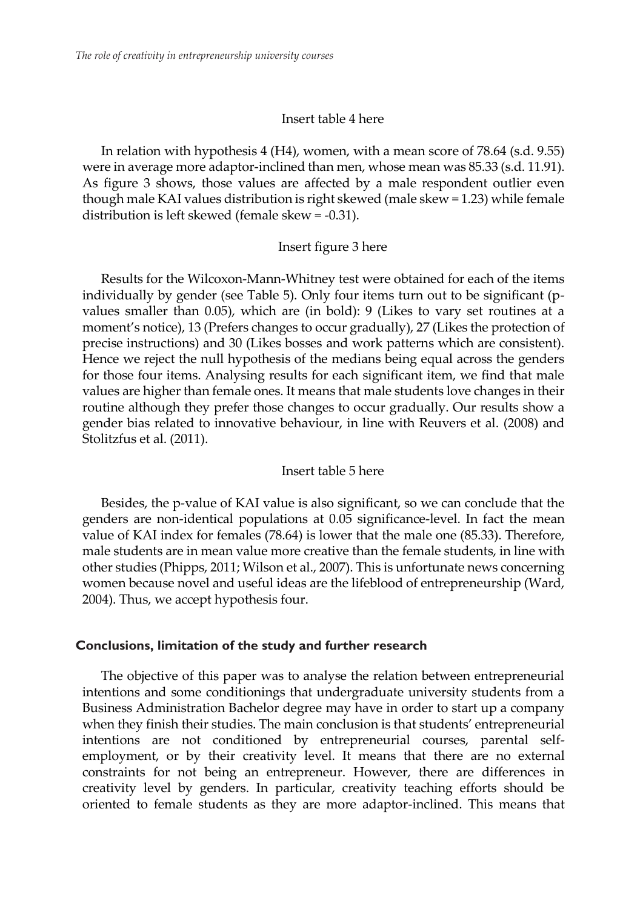Insert table 4 here

In relation with hypothesis 4 (H4), women, with a mean score of 78.64 (s.d. 9.55) were in average more adaptor-inclined than men, whose mean was 85.33 (s.d. 11.91). As figure 3 shows, those values are affected by a male respondent outlier even though male KAI values distribution is right skewed (male skew = 1.23) while female distribution is left skewed (female skew = -0.31).

Insert figure 3 here

Results for the Wilcoxon-Mann-Whitney test were obtained for each of the items individually by gender (see Table 5). Only four items turn out to be significant (p-values smaller than 0.05), which are (in bold): 9 (Likes to vary set routines at a moment's notice), 13 (Prefers changes to occur gradually), 27 (Likes the protection of precise instructions) and 30 (Likes bosses and work patterns which are consistent). Hence we reject the null hypothesis of the medians being equal across the genders for those four items. Analysing results for each significant item, we find that male values are higher than female ones. It means that male students love changes in their routine although they prefer those changes to occur gradually. Our results show a gender bias related to innovative behaviour, in line with Reuvers et al. (2008) and Stolitzfus et al. (2011).

Insert table 5 here

Besides, the p-value of KAI value is also significant, so we can conclude that the genders are non-identical populations at 0.05 significance-level. In fact the mean value of KAI index for females (78.64) is lower that the male one (85.33). Therefore, male students are in mean value more creative than the female students, in line with other studies (Phipps, 2011; Wilson et al., 2007). This is unfortunate news concerning women because novel and useful ideas are the lifeblood of entrepreneurship (Ward, 2004). Thus, we accept hypothesis four.

## Conclusions, limitation of the study and further research

The objective of this paper was to analyse the relation between entrepreneurial intentions and some conditionings that undergraduate university students from a Business Administration Bachelor degree may have in order to start up a company when they finish their studies. The main conclusion is that students' entrepreneurial intentions are not conditioned by entrepreneurial courses, parental self-employment, or by their creativity level. It means that there are no external constraints for not being an entrepreneur. However, there are differences in creativity level by genders. In particular, creativity teaching efforts should be oriented to female students as they are more adaptor-inclined. This means that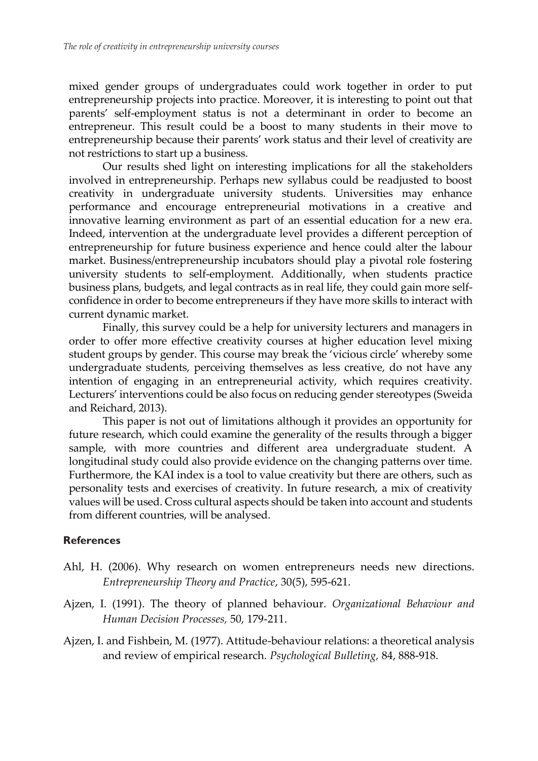mixed gender groups of undergraduates could work together in order to put entrepreneurship projects into practice. Moreover, it is interesting to point out that parents' self-employment status is not a determinant in order to become an entrepreneur. This result could be a boost to many students in their move to entrepreneurship because their parents' work status and their level of creativity are not restrictions to start up a business.

Our results shed light on interesting implications for all the stakeholders involved in entrepreneurship. Perhaps new syllabus could be readjusted to boost creativity in undergraduate university students. Universities may enhance performance and encourage entrepreneurial motivations in a creative and innovative learning environment as part of an essential education for a new era. Indeed, intervention at the undergraduate level provides a different perception of entrepreneurship for future business experience and hence could alter the labour market. Business/entrepreneurship incubators should play a pivotal role fostering university students to self-employment. Additionally, when students practice business plans, budgets, and legal contracts as in real life, they could gain more self-confidence in order to become entrepreneurs if they have more skills to interact with current dynamic market.

Finally, this survey could be a help for university lecturers and managers in order to offer more effective creativity courses at higher education level mixing student groups by gender. This course may break the 'vicious circle' whereby some undergraduate students, perceiving themselves as less creative, do not have any intention of engaging in an entrepreneurial activity, which requires creativity. Lecturers' interventions could be also focus on reducing gender stereotypes (Sweida and Reichard, 2013).

This paper is not out of limitations although it provides an opportunity for future research, which could examine the generality of the results through a bigger sample, with more countries and different area undergraduate student. A longitudinal study could also provide evidence on the changing patterns over time. Furthermore, the KAI index is a tool to value creativity but there are others, such as personality tests and exercises of creativity. In future research, a mix of creativity values will be used. Cross cultural aspects should be taken into account and students from different countries, will be analysed.

## References

Ahl, H. (2006). Why research on women entrepreneurs needs new directions. *Entrepreneurship Theory and Practice*, 30(5), 595-621.

Ajzen, I. (1991). The theory of planned behaviour. *Organizational Behaviour and Human Decision Processes*, 50, 179-211.

Ajzen, I. and Fishbein, M. (1977). Attitude-behaviour relations: a theoretical analysis and review of empirical research. *Psychological Bulleting,* 84, 888-918.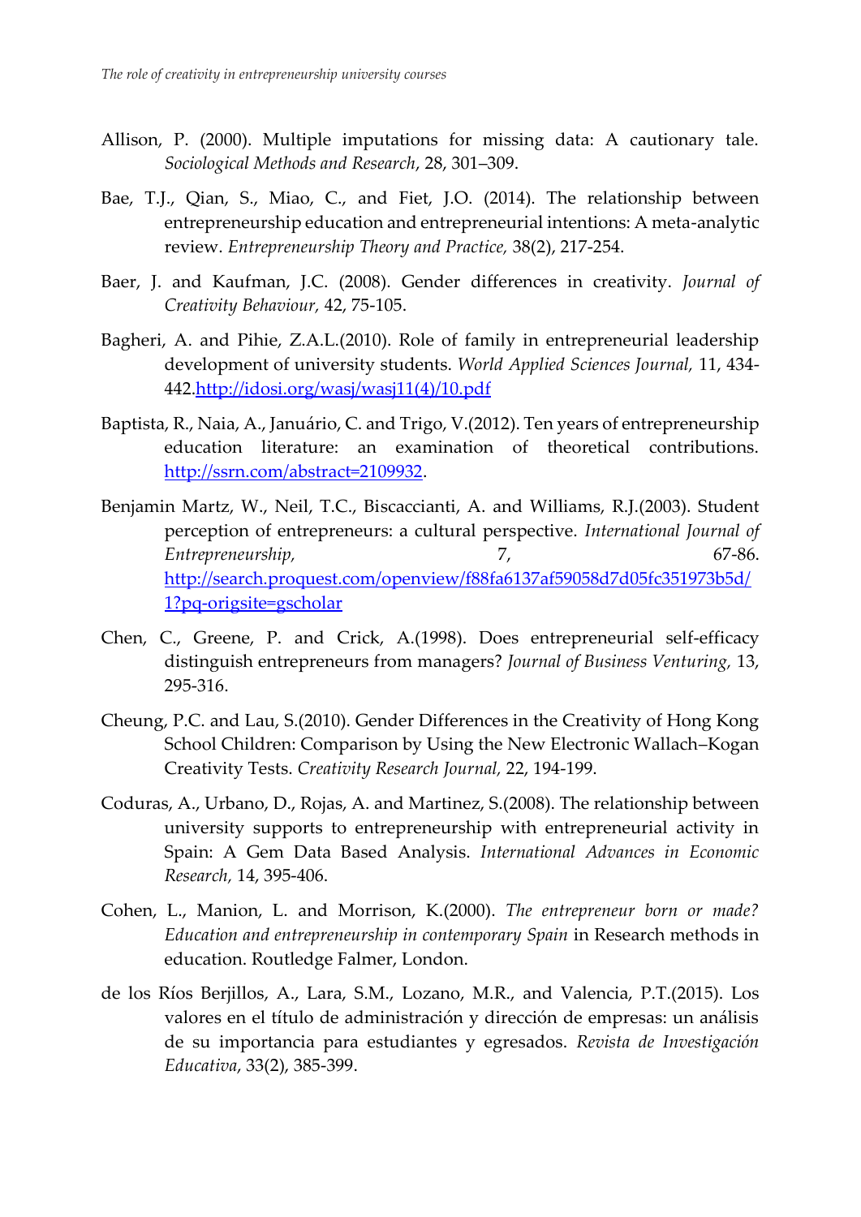Allison, P. (2000). Multiple imputations for missing data: A cautionary tale. *Sociological Methods and Research*, 28, 301–309.

Bae, T.J., Qian, S., Miao, C., and Fiet, J.O. (2014). The relationship between entrepreneurship education and entrepreneurial intentions: A meta-analytic review. *Entrepreneurship Theory and Practice,* 38(2), 217-254.

Baer, J. and Kaufman, J.C. (2008). Gender differences in creativity. *Journal of Creativity Behaviour,* 42, 75-105.

Bagheri, A. and Pihie, Z.A.L.(2010). Role of family in entrepreneurial leadership development of university students. *World Applied Sciences Journal,* 11, 434-442.http://idosi.org/wasj/wasj11(4)/10.pdf

Baptista, R., Naia, A., Januário, C. and Trigo, V.(2012). Ten years of entrepreneurship education literature: an examination of theoretical contributions. http://ssrn.com/abstract=2109932.

Benjamin Martz, W., Neil, T.C., Biscaccianti, A. and Williams, R.J.(2003). Student perception of entrepreneurs: a cultural perspective. *International Journal of Entrepreneurship,* 7, 67-86. http://search.proquest.com/openview/f88fa6137af59058d7d05fc351973b5d/1?pq-origsite=gscholar

Chen, C., Greene, P. and Crick, A.(1998). Does entrepreneurial self-efficacy distinguish entrepreneurs from managers? *Journal of Business Venturing,* 13, 295-316.

Cheung, P.C. and Lau, S.(2010). Gender Differences in the Creativity of Hong Kong School Children: Comparison by Using the New Electronic Wallach–Kogan Creativity Tests. *Creativity Research Journal,* 22, 194-199.

Coduras, A., Urbano, D., Rojas, A. and Martinez, S.(2008). The relationship between university supports to entrepreneurship with entrepreneurial activity in Spain: A Gem Data Based Analysis. *International Advances in Economic Research,* 14, 395-406.

Cohen, L., Manion, L. and Morrison, K.(2000). *The entrepreneur born or made? Education and entrepreneurship in contemporary Spain* in Research methods in education. Routledge Falmer, London.

de los Ríos Berjillos, A., Lara, S.M., Lozano, M.R., and Valencia, P.T.(2015). Los valores en el título de administración y dirección de empresas: un análisis de su importancia para estudiantes y egresados. *Revista de Investigación Educativa*, 33(2), 385-399.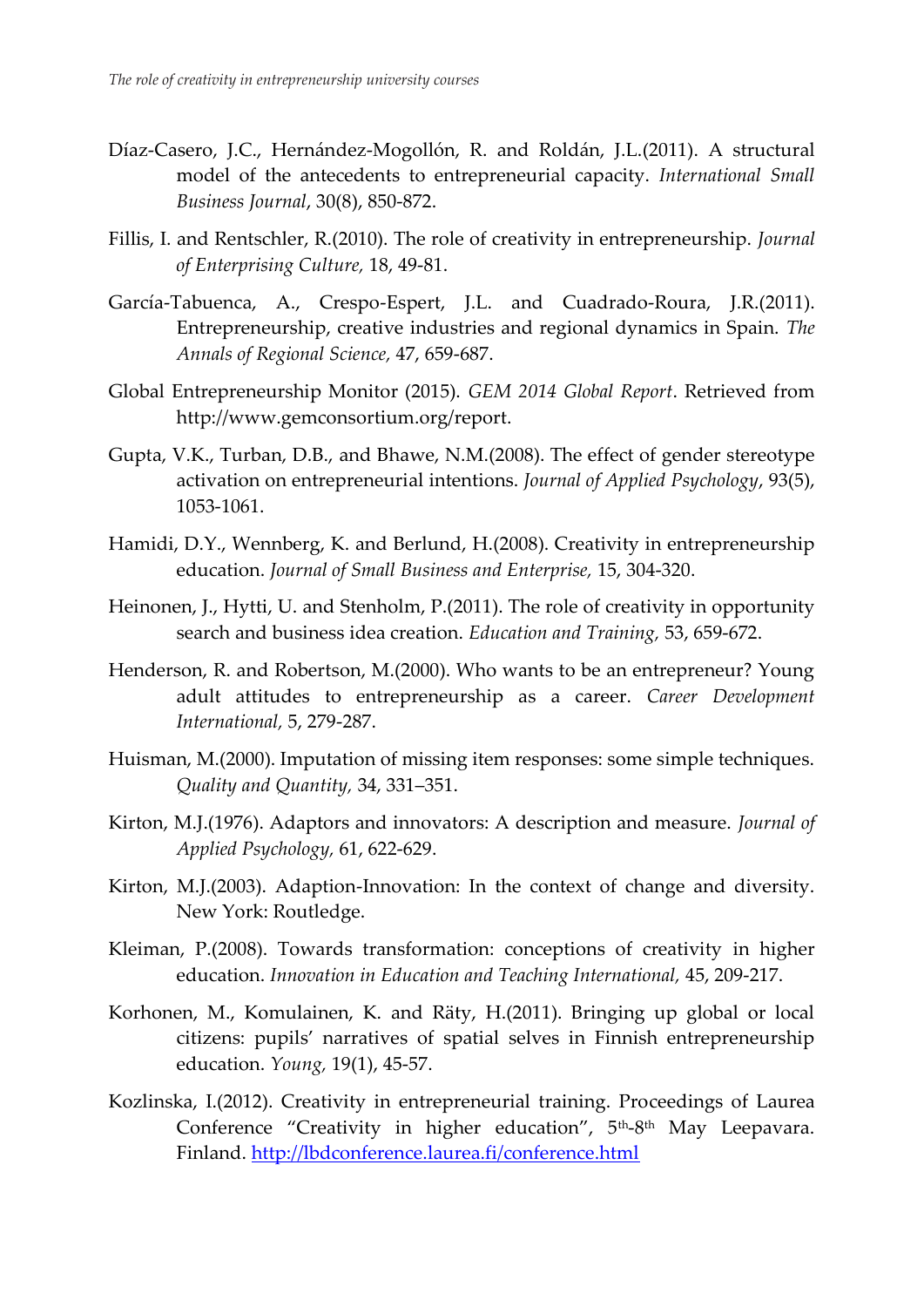Díaz-Casero, J.C., Hernández-Mogollón, R. and Roldán, J.L.(2011). A structural model of the antecedents to entrepreneurial capacity. *International Small Business Journal*, 30(8), 850-872.

Fillis, I. and Rentschler, R.(2010). The role of creativity in entrepreneurship. *Journal of Enterprising Culture,* 18, 49-81.

García-Tabuenca, A., Crespo-Espert, J.L. and Cuadrado-Roura, J.R.(2011). Entrepreneurship, creative industries and regional dynamics in Spain. *The Annals of Regional Science,* 47, 659-687.

Global Entrepreneurship Monitor (2015). *GEM 2014 Global Report*. Retrieved from http://www.gemconsortium.org/report.

Gupta, V.K., Turban, D.B., and Bhawe, N.M.(2008). The effect of gender stereotype activation on entrepreneurial intentions. *Journal of Applied Psychology*, 93(5), 1053-1061.

Hamidi, D.Y., Wennberg, K. and Berlund, H.(2008). Creativity in entrepreneurship education. *Journal of Small Business and Enterprise,* 15, 304-320.

Heinonen, J., Hytti, U. and Stenholm, P.(2011). The role of creativity in opportunity search and business idea creation. *Education and Training,* 53, 659-672.

Henderson, R. and Robertson, M.(2000). Who wants to be an entrepreneur? Young adult attitudes to entrepreneurship as a career. *Career Development International,* 5, 279-287.

Huisman, M.(2000). Imputation of missing item responses: some simple techniques. *Quality and Quantity,* 34, 331–351.

Kirton, M.J.(1976). Adaptors and innovators: A description and measure. *Journal of Applied Psychology,* 61, 622-629.

Kirton, M.J.(2003). Adaption-Innovation: In the context of change and diversity. New York: Routledge.

Kleiman, P.(2008). Towards transformation: conceptions of creativity in higher education. *Innovation in Education and Teaching International,* 45, 209-217.

Korhonen, M., Komulainen, K. and Räty, H.(2011). Bringing up global or local citizens: pupils' narratives of spatial selves in Finnish entrepreneurship education. *Young,* 19(1), 45-57.

Kozlinska, I.(2012). Creativity in entrepreneurial training. Proceedings of Laurea Conference "Creativity in higher education", 5th-8th May Leepavara. Finland. http://lbdconference.laurea.fi/conference.html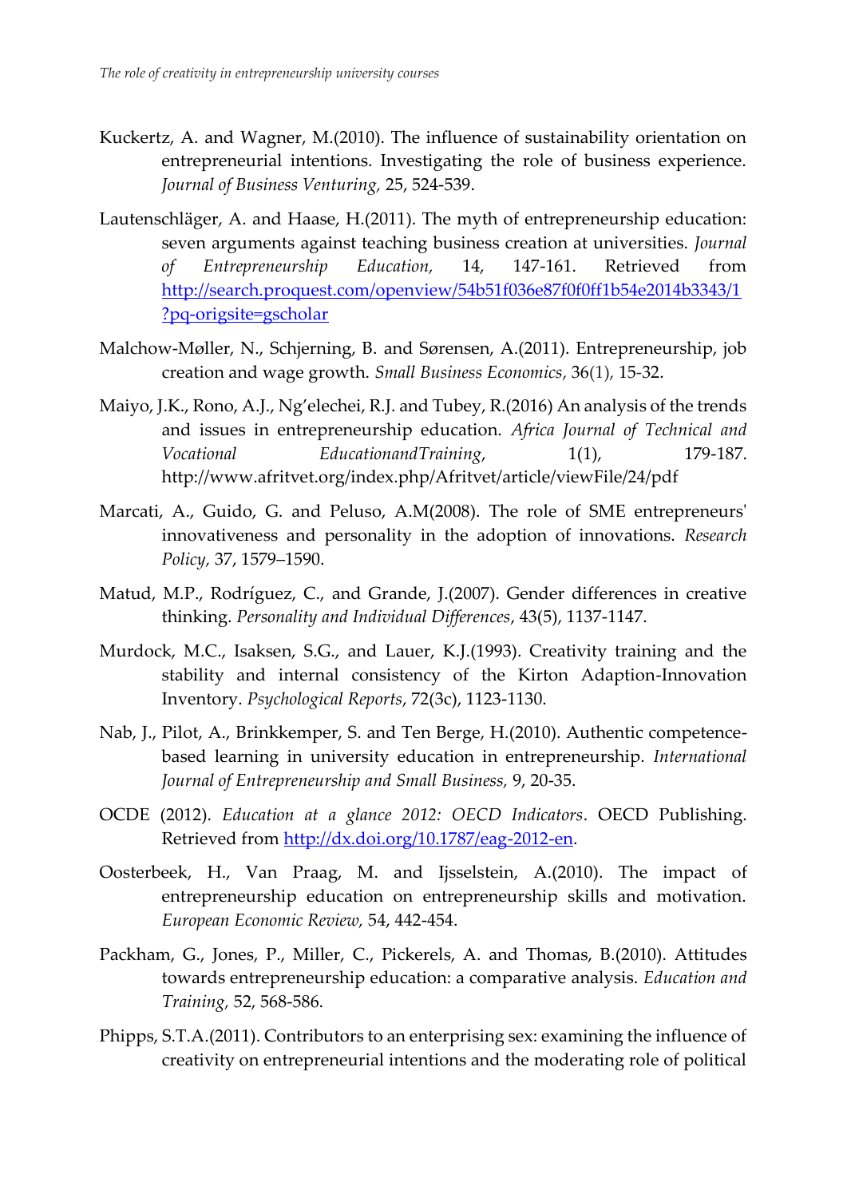Kuckertz, A. and Wagner, M.(2010). The influence of sustainability orientation on entrepreneurial intentions. Investigating the role of business experience. *Journal of Business Venturing,* 25, 524-539.

Lautenschläger, A. and Haase, H.(2011). The myth of entrepreneurship education: seven arguments against teaching business creation at universities. *Journal of Entrepreneurship Education,* 14, 147-161. Retrieved from http://search.proquest.com/openview/54b51f036e87f0f0ff1b54e2014b3343/1?pq-origsite=gscholar

Malchow-Møller, N., Schjerning, B. and Sørensen, A.(2011). Entrepreneurship, job creation and wage growth. *Small Business Economics,* 36(1), 15-32.

Maiyo, J.K., Rono, A.J., Ng'elechei, R.J. and Tubey, R.(2016) An analysis of the trends and issues in entrepreneurship education. *Africa Journal of Technical and Vocational EducationandTraining*, 1(1), 179-187. http://www.afritvet.org/index.php/Afritvet/article/viewFile/24/pdf

Marcati, A., Guido, G. and Peluso, A.M(2008). The role of SME entrepreneurs' innovativeness and personality in the adoption of innovations. *Research Policy,* 37, 1579–1590.

Matud, M.P., Rodríguez, C., and Grande, J.(2007). Gender differences in creative thinking. *Personality and Individual Differences*, 43(5), 1137-1147.

Murdock, M.C., Isaksen, S.G., and Lauer, K.J.(1993). Creativity training and the stability and internal consistency of the Kirton Adaption-Innovation Inventory. *Psychological Reports*, 72(3c), 1123-1130.

Nab, J., Pilot, A., Brinkkemper, S. and Ten Berge, H.(2010). Authentic competence-based learning in university education in entrepreneurship. *International Journal of Entrepreneurship and Small Business,* 9, 20-35.

OCDE (2012). *Education at a glance 2012: OECD Indicators*. OECD Publishing. Retrieved from http://dx.doi.org/10.1787/eag-2012-en.

Oosterbeek, H., Van Praag, M. and Ijsselstein, A.(2010). The impact of entrepreneurship education on entrepreneurship skills and motivation. *European Economic Review,* 54, 442-454.

Packham, G., Jones, P., Miller, C., Pickerels, A. and Thomas, B.(2010). Attitudes towards entrepreneurship education: a comparative analysis. *Education and Training,* 52, 568-586.

Phipps, S.T.A.(2011). Contributors to an enterprising sex: examining the influence of creativity on entrepreneurial intentions and the moderating role of political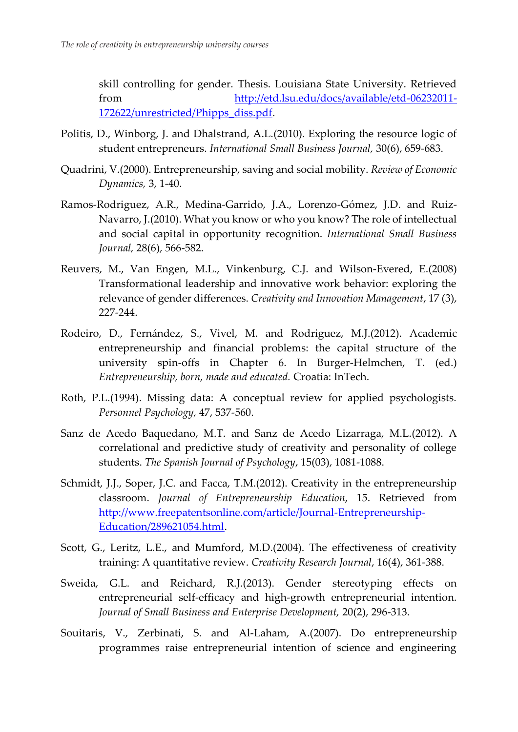skill controlling for gender. Thesis. Louisiana State University. Retrieved from http://etd.lsu.edu/docs/available/etd-06232011-172622/unrestricted/Phipps_diss.pdf.

Politis, D., Winborg, J. and Dhalstrand, A.L.(2010). Exploring the resource logic of student entrepreneurs. *International Small Business Journal,* 30(6), 659-683.

Quadrini, V.(2000). Entrepreneurship, saving and social mobility. *Review of Economic Dynamics,* 3, 1-40.

Ramos-Rodriguez, A.R., Medina-Garrido, J.A., Lorenzo-Gómez, J.D. and Ruiz-Navarro, J.(2010). What you know or who you know? The role of intellectual and social capital in opportunity recognition. *International Small Business Journal,* 28(6), 566-582.

Reuvers, M., Van Engen, M.L., Vinkenburg, C.J. and Wilson-Evered, E.(2008) Transformational leadership and innovative work behavior: exploring the relevance of gender differences. *Creativity and Innovation Management*, 17 (3), 227-244.

Rodeiro, D., Fernández, S., Vivel, M. and Rodriguez, M.J.(2012). Academic entrepreneurship and financial problems: the capital structure of the university spin-offs in Chapter 6. In Burger-Helmchen, T. (ed.) *Entrepreneurship, born, made and educated.* Croatia: InTech.

Roth, P.L.(1994). Missing data: A conceptual review for applied psychologists. *Personnel Psychology,* 47, 537-560.

Sanz de Acedo Baquedano, M.T. and Sanz de Acedo Lizarraga, M.L.(2012). A correlational and predictive study of creativity and personality of college students. *The Spanish Journal of Psychology*, 15(03), 1081-1088.

Schmidt, J.J., Soper, J.C. and Facca, T.M.(2012). Creativity in the entrepreneurship classroom. *Journal of Entrepreneurship Education*, 15. Retrieved from http://www.freepatentsonline.com/article/Journal-Entrepreneurship-Education/289621054.html.

Scott, G., Leritz, L.E., and Mumford, M.D.(2004). The effectiveness of creativity training: A quantitative review. *Creativity Research Journal*, 16(4), 361-388.

Sweida, G.L. and Reichard, R.J.(2013). Gender stereotyping effects on entrepreneurial self-efficacy and high-growth entrepreneurial intention. *Journal of Small Business and Enterprise Development,* 20(2), 296-313.

Souitaris, V., Zerbinati, S. and Al-Laham, A.(2007). Do entrepreneurship programmes raise entrepreneurial intention of science and engineering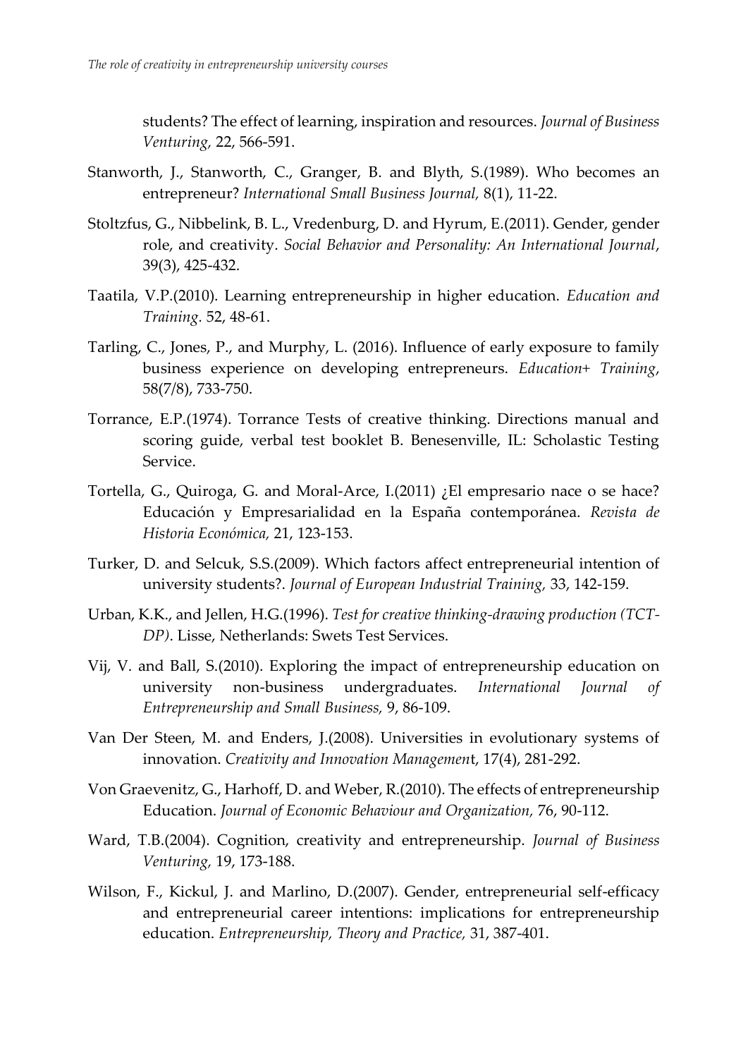students? The effect of learning, inspiration and resources. *Journal of Business Venturing,* 22, 566-591.

Stanworth, J., Stanworth, C., Granger, B. and Blyth, S.(1989). Who becomes an entrepreneur? *International Small Business Journal,* 8(1), 11-22.

Stoltzfus, G., Nibbelink, B. L., Vredenburg, D. and Hyrum, E.(2011). Gender, gender role, and creativity. *Social Behavior and Personality: An International Journal*, 39(3), 425-432.

Taatila, V.P.(2010). Learning entrepreneurship in higher education. *Education and Training*. 52, 48-61.

Tarling, C., Jones, P., and Murphy, L. (2016). Influence of early exposure to family business experience on developing entrepreneurs. *Education+ Training*, 58(7/8), 733-750.

Torrance, E.P.(1974). Torrance Tests of creative thinking. Directions manual and scoring guide, verbal test booklet B. Benesenville, IL: Scholastic Testing Service.

Tortella, G., Quiroga, G. and Moral-Arce, I.(2011) ¿El empresario nace o se hace? Educación y Empresarialidad en la España contemporánea. *Revista de Historia Económica,* 21, 123-153.

Turker, D. and Selcuk, S.S.(2009). Which factors affect entrepreneurial intention of university students?. *Journal of European Industrial Training,* 33, 142-159.

Urban, K.K., and Jellen, H.G.(1996). *Test for creative thinking-drawing production (TCT-DP)*. Lisse, Netherlands: Swets Test Services.

Vij, V. and Ball, S.(2010). Exploring the impact of entrepreneurship education on university non-business undergraduates. *International Journal of Entrepreneurship and Small Business,* 9, 86-109.

Van Der Steen, M. and Enders, J.(2008). Universities in evolutionary systems of innovation. *Creativity and Innovation Managemen*t, 17(4), 281-292.

Von Graevenitz, G., Harhoff, D. and Weber, R.(2010). The effects of entrepreneurship Education. *Journal of Economic Behaviour and Organization,* 76, 90-112.

Ward, T.B.(2004). Cognition, creativity and entrepreneurship. *Journal of Business Venturing,* 19, 173-188.

Wilson, F., Kickul, J. and Marlino, D.(2007). Gender, entrepreneurial self-efficacy and entrepreneurial career intentions: implications for entrepreneurship education. *Entrepreneurship, Theory and Practice,* 31, 387-401.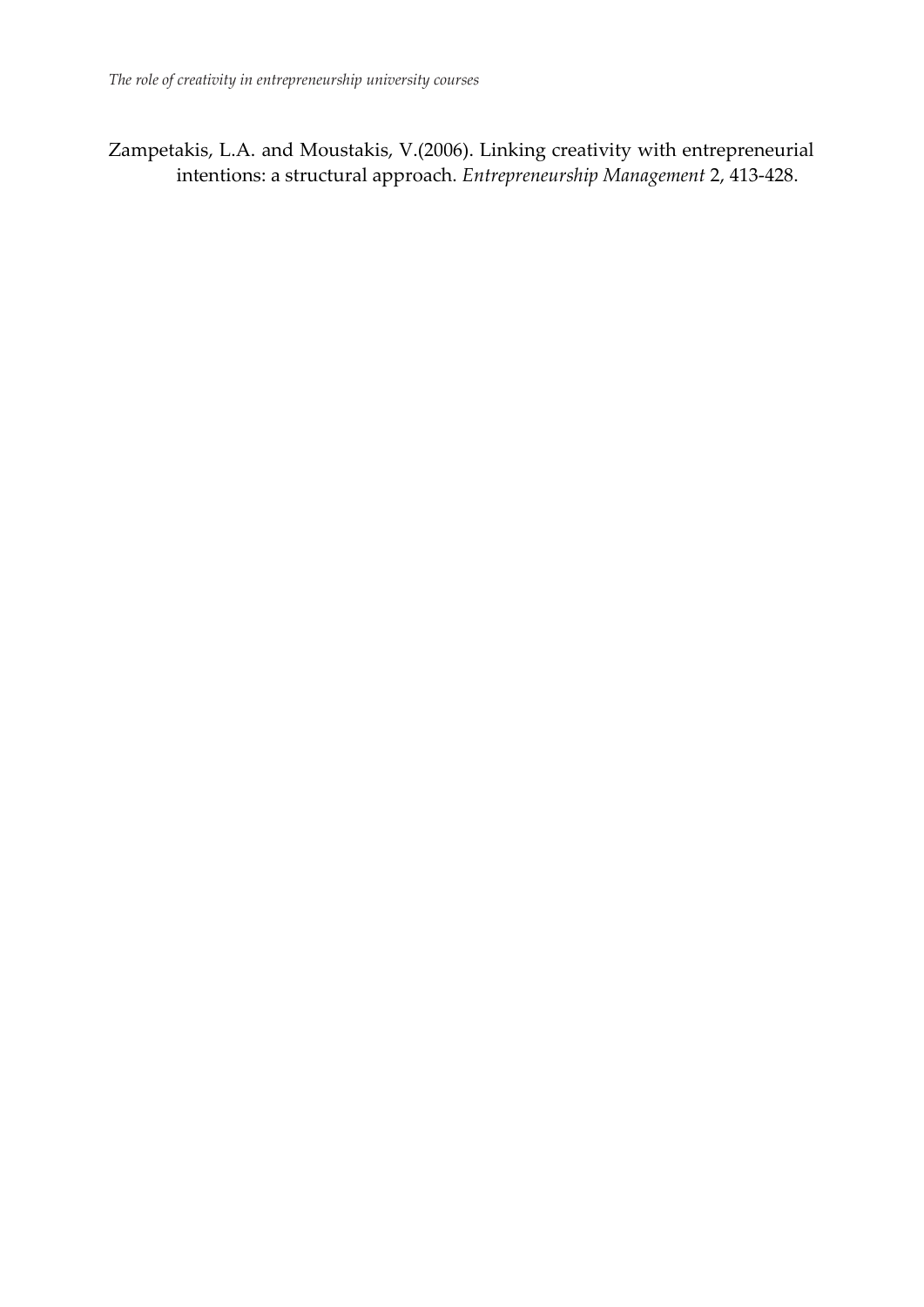Zampetakis, L.A. and Moustakis, V.(2006). Linking creativity with entrepreneurial intentions: a structural approach. *Entrepreneurship Management* 2, 413-428.